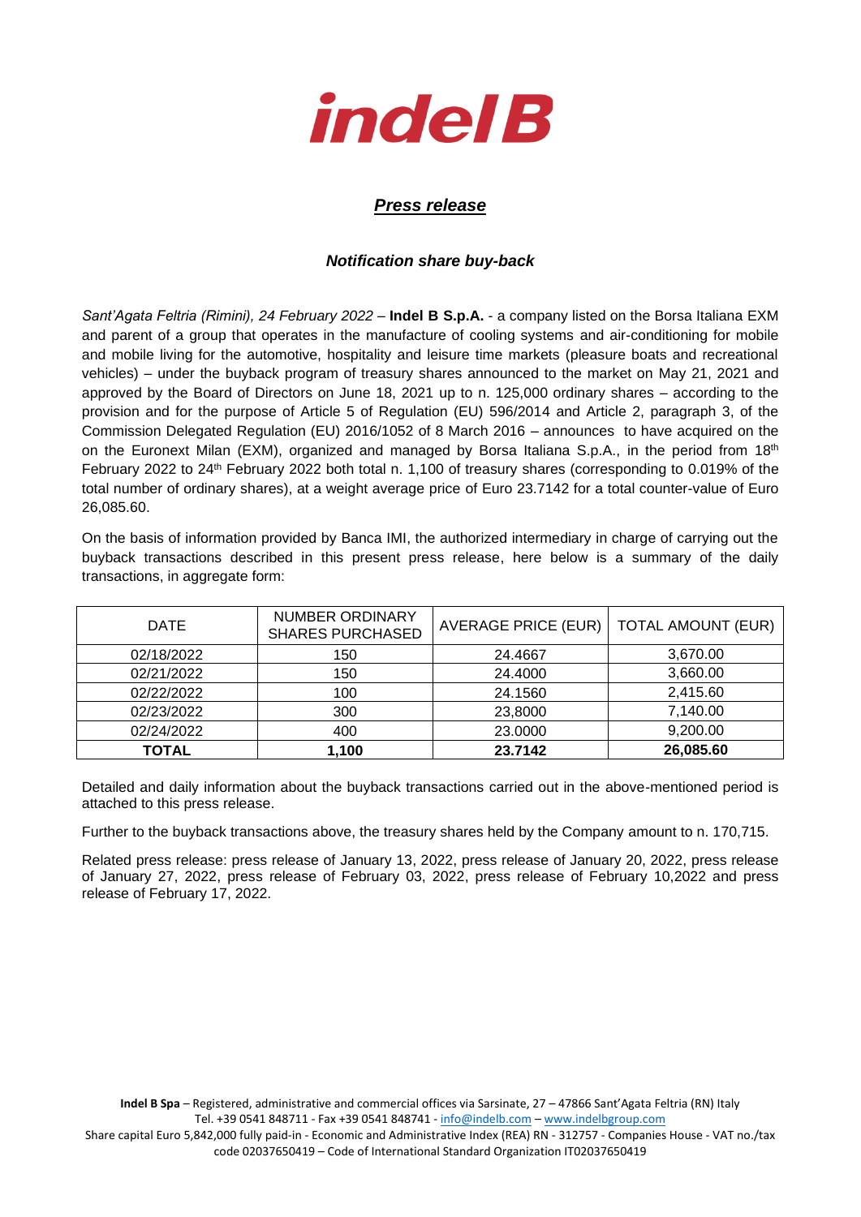# indelB

## *Press release*

### *Notification share buy-back*

*Sant'Agata Feltria (Rimini), 24 February 2022* – **Indel B S.p.A.** - a company listed on the Borsa Italiana EXM and parent of a group that operates in the manufacture of cooling systems and air-conditioning for mobile and mobile living for the automotive, hospitality and leisure time markets (pleasure boats and recreational vehicles) – under the buyback program of treasury shares announced to the market on May 21, 2021 and approved by the Board of Directors on June 18, 2021 up to n. 125,000 ordinary shares – according to the provision and for the purpose of Article 5 of Regulation (EU) 596/2014 and Article 2, paragraph 3, of the Commission Delegated Regulation (EU) 2016/1052 of 8 March 2016 – announces to have acquired on the on the Euronext Milan (EXM), organized and managed by Borsa Italiana S.p.A., in the period from 18th February 2022 to 24th February 2022 both total n. 1,100 of treasury shares (corresponding to 0.019% of the total number of ordinary shares), at a weight average price of Euro 23.7142 for a total counter-value of Euro 26,085.60.

On the basis of information provided by Banca IMI, the authorized intermediary in charge of carrying out the buyback transactions described in this present press release, here below is a summary of the daily transactions, in aggregate form:

| DATE | NUMBER ORDINARY SHARES PURCHASED | AVERAGE PRICE (EUR) | TOTAL AMOUNT (EUR) |
|---|---|---|---|
| 02/18/2022 | 150 | 24.4667 | 3,670.00 |
| 02/21/2022 | 150 | 24.4000 | 3,660.00 |
| 02/22/2022 | 100 | 24.1560 | 2,415.60 |
| 02/23/2022 | 300 | 23,8000 | 7,140.00 |
| 02/24/2022 | 400 | 23.0000 | 9,200.00 |
| **TOTAL** | **1,100** | **23.7142** | **26,085.60** |

Detailed and daily information about the buyback transactions carried out in the above-mentioned period is attached to this press release.

Further to the buyback transactions above, the treasury shares held by the Company amount to n. 170,715.

Related press release: press release of January 13, 2022, press release of January 20, 2022, press release of January 27, 2022, press release of February 03, 2022, press release of February 10,2022 and press release of February 17, 2022.

**Indel B Spa** – Registered, administrative and commercial offices via Sarsinate, 27 – 47866 Sant'Agata Feltria (RN) Italy
Tel. +39 0541 848711 - Fax +39 0541 848741 - info@indelb.com – www.indelbgroup.com
Share capital Euro 5,842,000 fully paid-in - Economic and Administrative Index (REA) RN - 312757 - Companies House - VAT no./tax code 02037650419 – Code of International Standard Organization IT02037650419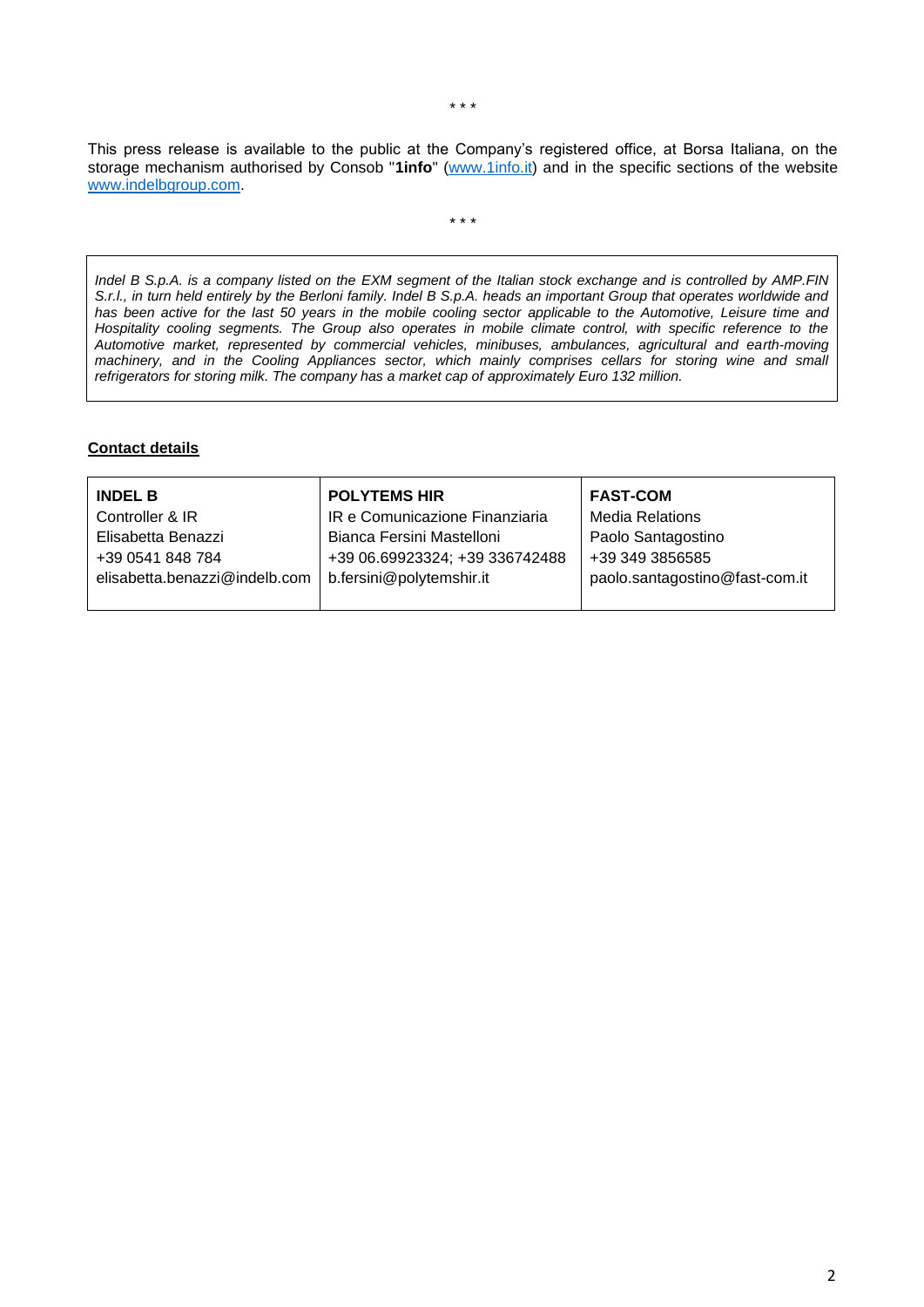\* \* \*

This press release is available to the public at the Company's registered office, at Borsa Italiana, on the storage mechanism authorised by Consob "**1info**" (www.1info.it) and in the specific sections of the website www.indelbgroup.com.

\* \* \*

*Indel B S.p.A. is a company listed on the EXM segment of the Italian stock exchange and is controlled by AMP.FIN S.r.l., in turn held entirely by the Berloni family. Indel B S.p.A. heads an important Group that operates worldwide and has been active for the last 50 years in the mobile cooling sector applicable to the Automotive, Leisure time and Hospitality cooling segments. The Group also operates in mobile climate control, with specific reference to the Automotive market, represented by commercial vehicles, minibuses, ambulances, agricultural and earth-moving machinery, and in the Cooling Appliances sector, which mainly comprises cellars for storing wine and small refrigerators for storing milk. The company has a market cap of approximately Euro 132 million.*

**Contact details**

| **INDEL B** | **POLYTEMS HIR** | **FAST-COM** |
|---|---|---|
| Controller & IR | IR e Comunicazione Finanziaria | Media Relations |
| Elisabetta Benazzi | Bianca Fersini Mastelloni | Paolo Santagostino |
| +39 0541 848 784 | +39 06.69923324; +39 336742488 | +39 349 3856585 |
| elisabetta.benazzi@indelb.com | b.fersini@polytemshir.it | paolo.santagostino@fast-com.it |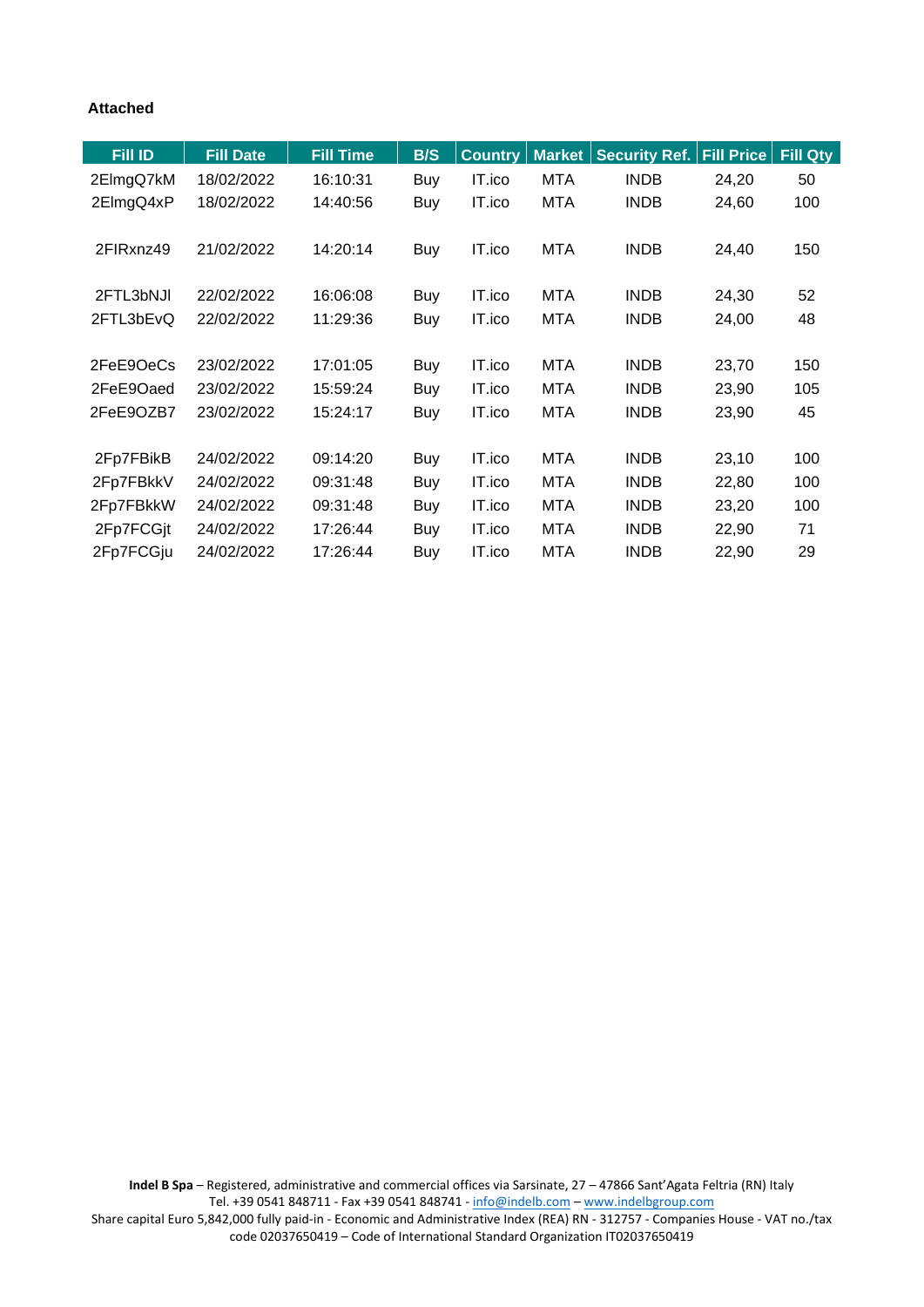**Attached**

| Fill ID | Fill Date | Fill Time | B/S | Country | Market | Security Ref. | Fill Price | Fill Qty |
|---|---|---|---|---|---|---|---|---|
| 2ElmgQ7kM | 18/02/2022 | 16:10:31 | Buy | IT.ico | MTA | INDB | 24,20 | 50 |
| 2ElmgQ4xP | 18/02/2022 | 14:40:56 | Buy | IT.ico | MTA | INDB | 24,60 | 100 |
| 2FIRxnz49 | 21/02/2022 | 14:20:14 | Buy | IT.ico | MTA | INDB | 24,40 | 150 |
| 2FTL3bNJl | 22/02/2022 | 16:06:08 | Buy | IT.ico | MTA | INDB | 24,30 | 52 |
| 2FTL3bEvQ | 22/02/2022 | 11:29:36 | Buy | IT.ico | MTA | INDB | 24,00 | 48 |
| 2FeE9OeCs | 23/02/2022 | 17:01:05 | Buy | IT.ico | MTA | INDB | 23,70 | 150 |
| 2FeE9Oaed | 23/02/2022 | 15:59:24 | Buy | IT.ico | MTA | INDB | 23,90 | 105 |
| 2FeE9OZB7 | 23/02/2022 | 15:24:17 | Buy | IT.ico | MTA | INDB | 23,90 | 45 |
| 2Fp7FBikB | 24/02/2022 | 09:14:20 | Buy | IT.ico | MTA | INDB | 23,10 | 100 |
| 2Fp7FBkkV | 24/02/2022 | 09:31:48 | Buy | IT.ico | MTA | INDB | 22,80 | 100 |
| 2Fp7FBkkW | 24/02/2022 | 09:31:48 | Buy | IT.ico | MTA | INDB | 23,20 | 100 |
| 2Fp7FCGjt | 24/02/2022 | 17:26:44 | Buy | IT.ico | MTA | INDB | 22,90 | 71 |
| 2Fp7FCGju | 24/02/2022 | 17:26:44 | Buy | IT.ico | MTA | INDB | 22,90 | 29 |

**Indel B Spa** – Registered, administrative and commercial offices via Sarsinate, 27 – 47866 Sant'Agata Feltria (RN) Italy
Tel. +39 0541 848711 - Fax +39 0541 848741 - info@indelb.com – www.indelbgroup.com
Share capital Euro 5,842,000 fully paid-in - Economic and Administrative Index (REA) RN - 312757 - Companies House - VAT no./tax code 02037650419 – Code of International Standard Organization IT02037650419